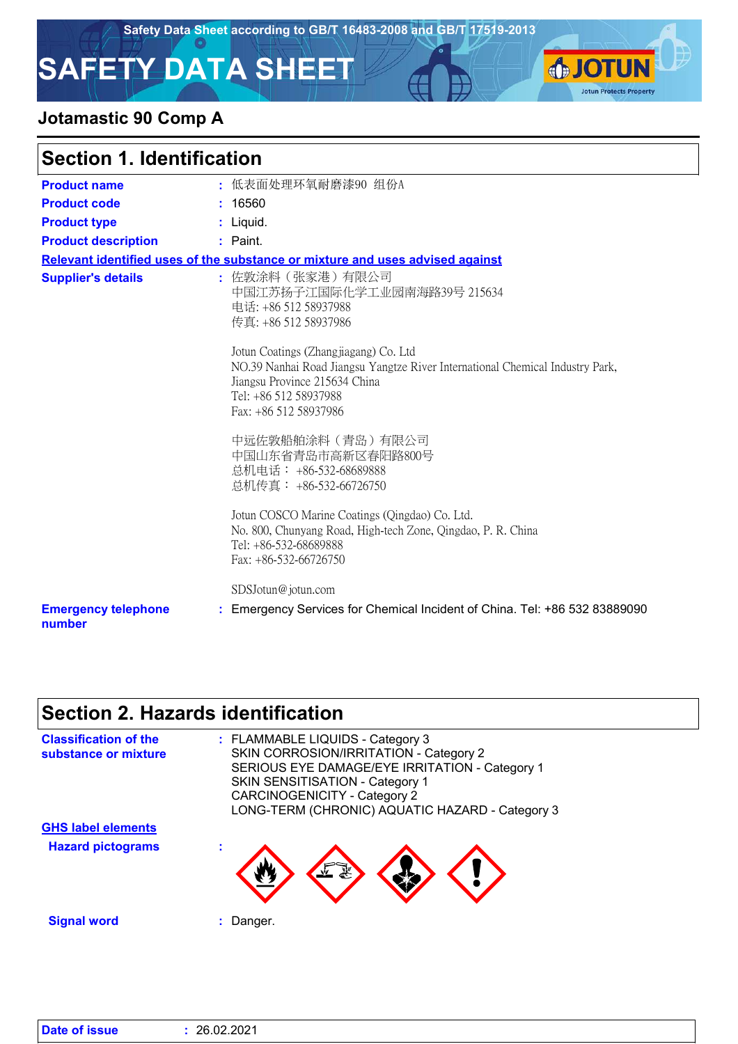Safety Data Sheet according to GB/T 16483-2008 and GB/T 17519-2013

# SAFETY DATA SHEET

## Jotamastic 90 Comp A

## Section 1. Identification

**Product name** : 低表面处理环氧耐磨漆90 组份A

**Product code** : 16560

**Product type** : Liquid.

**Product description** : Paint.

**Relevant identified uses of the substance or mixture and uses advised against**

**Supplier's details** : 佐敦涂料（张家港）有限公司
中国江苏扬子江国际化学工业园南海路39号 215634
电话: +86 512 58937988
传真: +86 512 58937986

Jotun Coatings (Zhangjiagang) Co. Ltd
NO.39 Nanhai Road Jiangsu Yangtze River International Chemical Industry Park, Jiangsu Province 215634 China
Tel: +86 512 58937988
Fax: +86 512 58937986

中远佐敦船舶涂料（青岛）有限公司
中国山东省青岛市高新区春阳路800号
总机电话： +86-532-68689888
总机传真： +86-532-66726750

Jotun COSCO Marine Coatings (Qingdao) Co. Ltd.
No. 800, Chunyang Road, High-tech Zone, Qingdao, P. R. China
Tel: +86-532-68689888
Fax: +86-532-66726750

SDSJotun@jotun.com

**Emergency telephone number** : Emergency Services for Chemical Incident of China. Tel: +86 532 83889090

## Section 2. Hazards identification

**Classification of the substance or mixture** : FLAMMABLE LIQUIDS - Category 3
SKIN CORROSION/IRRITATION - Category 2
SERIOUS EYE DAMAGE/EYE IRRITATION - Category 1
SKIN SENSITISATION - Category 1
CARCINOGENICITY - Category 2
LONG-TERM (CHRONIC) AQUATIC HAZARD - Category 3

**GHS label elements**

**Hazard pictograms** :

**Signal word** : Danger.

**Date of issue** : 26.02.2021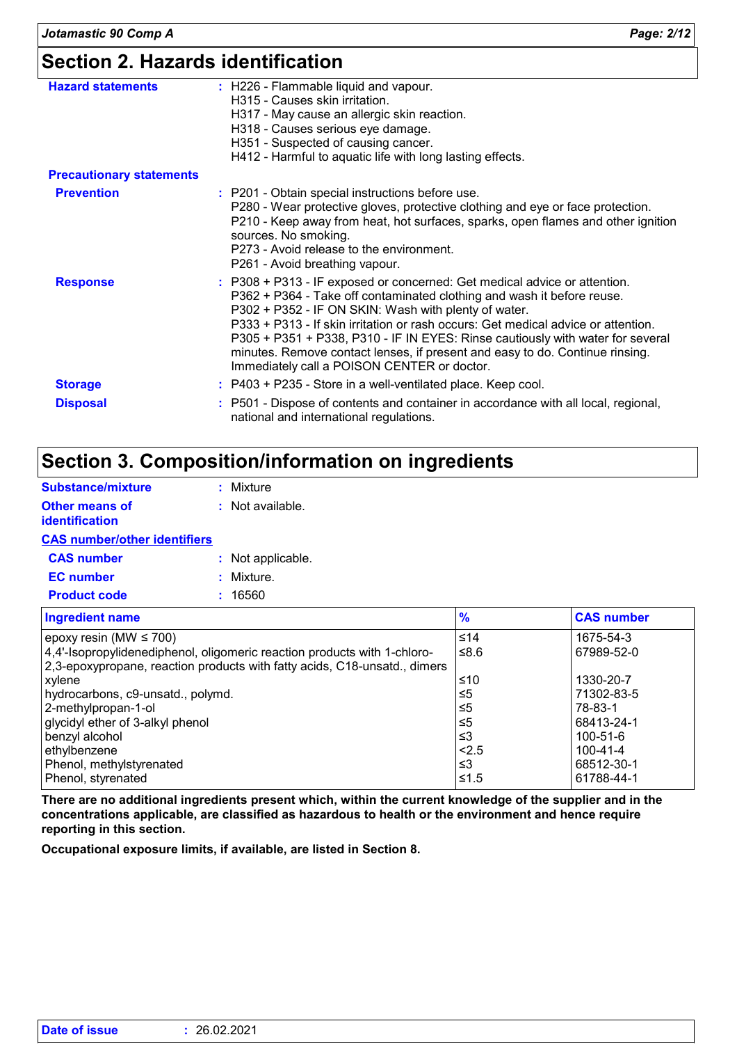## Section 2. Hazards identification

**Hazard statements** : H226 - Flammable liquid and vapour.
H315 - Causes skin irritation.
H317 - May cause an allergic skin reaction.
H318 - Causes serious eye damage.
H351 - Suspected of causing cancer.
H412 - Harmful to aquatic life with long lasting effects.

**Precautionary statements**

**Prevention** : P201 - Obtain special instructions before use.
P280 - Wear protective gloves, protective clothing and eye or face protection.
P210 - Keep away from heat, hot surfaces, sparks, open flames and other ignition sources. No smoking.
P273 - Avoid release to the environment.
P261 - Avoid breathing vapour.

**Response** : P308 + P313 - IF exposed or concerned: Get medical advice or attention.
P362 + P364 - Take off contaminated clothing and wash it before reuse.
P302 + P352 - IF ON SKIN: Wash with plenty of water.
P333 + P313 - If skin irritation or rash occurs: Get medical advice or attention.
P305 + P351 + P338, P310 - IF IN EYES: Rinse cautiously with water for several minutes. Remove contact lenses, if present and easy to do. Continue rinsing. Immediately call a POISON CENTER or doctor.

**Storage** : P403 + P235 - Store in a well-ventilated place. Keep cool.

**Disposal** : P501 - Dispose of contents and container in accordance with all local, regional, national and international regulations.

## Section 3. Composition/information on ingredients

**Substance/mixture** : Mixture

**Other means of identification** : Not available.

**CAS number/other identifiers**

**CAS number** : Not applicable.

**EC number** : Mixture.

**Product code** : 16560

| Ingredient name | % | CAS number |
|---|---|---|
| epoxy resin (MW ≤ 700) | ≤14 | 1675-54-3 |
| 4,4'-Isopropylidenediphenol, oligomeric reaction products with 1-chloro-2,3-epoxypropane, reaction products with fatty acids, C18-unsatd., dimers | ≤8.6 | 67989-52-0 |
| xylene | ≤10 | 1330-20-7 |
| hydrocarbons, c9-unsatd., polymd. | ≤5 | 71302-83-5 |
| 2-methylpropan-1-ol | ≤5 | 78-83-1 |
| glycidyl ether of 3-alkyl phenol | ≤5 | 68413-24-1 |
| benzyl alcohol | ≤3 | 100-51-6 |
| ethylbenzene | <2.5 | 100-41-4 |
| Phenol, methylstyrenated | ≤3 | 68512-30-1 |
| Phenol, styrenated | ≤1.5 | 61788-44-1 |

**There are no additional ingredients present which, within the current knowledge of the supplier and in the concentrations applicable, are classified as hazardous to health or the environment and hence require reporting in this section.**

**Occupational exposure limits, if available, are listed in Section 8.**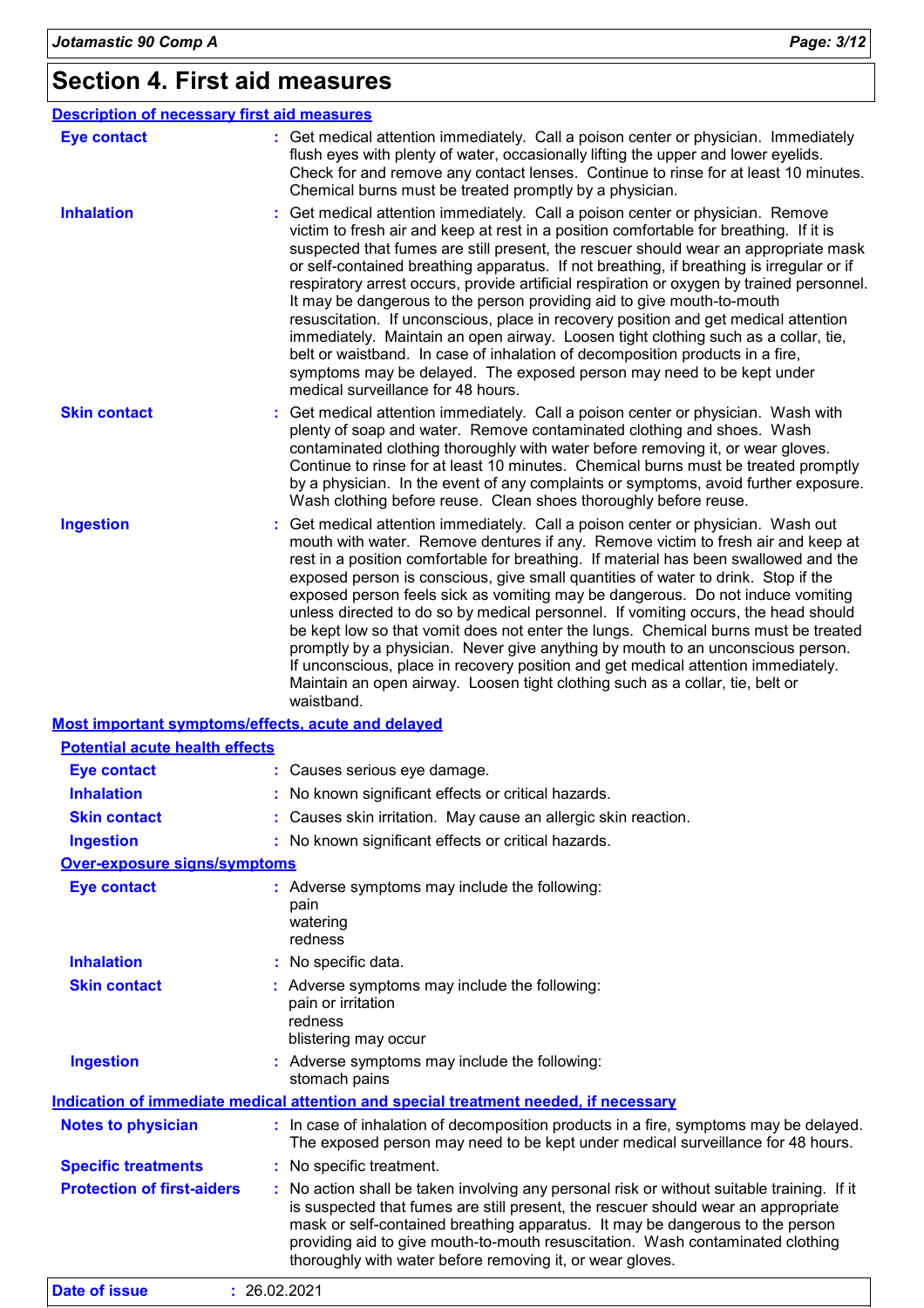# Section 4. First aid measures

## Description of necessary first aid measures

| | |
|---|---|
| **Eye contact** | : Get medical attention immediately. Call a poison center or physician. Immediately flush eyes with plenty of water, occasionally lifting the upper and lower eyelids. Check for and remove any contact lenses. Continue to rinse for at least 10 minutes. Chemical burns must be treated promptly by a physician. |
| **Inhalation** | : Get medical attention immediately. Call a poison center or physician. Remove victim to fresh air and keep at rest in a position comfortable for breathing. If it is suspected that fumes are still present, the rescuer should wear an appropriate mask or self-contained breathing apparatus. If not breathing, if breathing is irregular or if respiratory arrest occurs, provide artificial respiration or oxygen by trained personnel. It may be dangerous to the person providing aid to give mouth-to-mouth resuscitation. If unconscious, place in recovery position and get medical attention immediately. Maintain an open airway. Loosen tight clothing such as a collar, tie, belt or waistband. In case of inhalation of decomposition products in a fire, symptoms may be delayed. The exposed person may need to be kept under medical surveillance for 48 hours. |
| **Skin contact** | : Get medical attention immediately. Call a poison center or physician. Wash with plenty of soap and water. Remove contaminated clothing and shoes. Wash contaminated clothing thoroughly with water before removing it, or wear gloves. Continue to rinse for at least 10 minutes. Chemical burns must be treated promptly by a physician. In the event of any complaints or symptoms, avoid further exposure. Wash clothing before reuse. Clean shoes thoroughly before reuse. |
| **Ingestion** | : Get medical attention immediately. Call a poison center or physician. Wash out mouth with water. Remove dentures if any. Remove victim to fresh air and keep at rest in a position comfortable for breathing. If material has been swallowed and the exposed person is conscious, give small quantities of water to drink. Stop if the exposed person feels sick as vomiting may be dangerous. Do not induce vomiting unless directed to do so by medical personnel. If vomiting occurs, the head should be kept low so that vomit does not enter the lungs. Chemical burns must be treated promptly by a physician. Never give anything by mouth to an unconscious person. If unconscious, place in recovery position and get medical attention immediately. Maintain an open airway. Loosen tight clothing such as a collar, tie, belt or waistband. |

## Most important symptoms/effects, acute and delayed

### Potential acute health effects

| | |
|---|---|
| **Eye contact** | : Causes serious eye damage. |
| **Inhalation** | : No known significant effects or critical hazards. |
| **Skin contact** | : Causes skin irritation. May cause an allergic skin reaction. |
| **Ingestion** | : No known significant effects or critical hazards. |

### Over-exposure signs/symptoms

| | |
|---|---|
| **Eye contact** | : Adverse symptoms may include the following:<br>pain<br>watering<br>redness |
| **Inhalation** | : No specific data. |
| **Skin contact** | : Adverse symptoms may include the following:<br>pain or irritation<br>redness<br>blistering may occur |
| **Ingestion** | : Adverse symptoms may include the following:<br>stomach pains |

## Indication of immediate medical attention and special treatment needed, if necessary

| | |
|---|---|
| **Notes to physician** | : In case of inhalation of decomposition products in a fire, symptoms may be delayed. The exposed person may need to be kept under medical surveillance for 48 hours. |
| **Specific treatments** | : No specific treatment. |
| **Protection of first-aiders** | : No action shall be taken involving any personal risk or without suitable training. If it is suspected that fumes are still present, the rescuer should wear an appropriate mask or self-contained breathing apparatus. It may be dangerous to the person providing aid to give mouth-to-mouth resuscitation. Wash contaminated clothing thoroughly with water before removing it, or wear gloves. |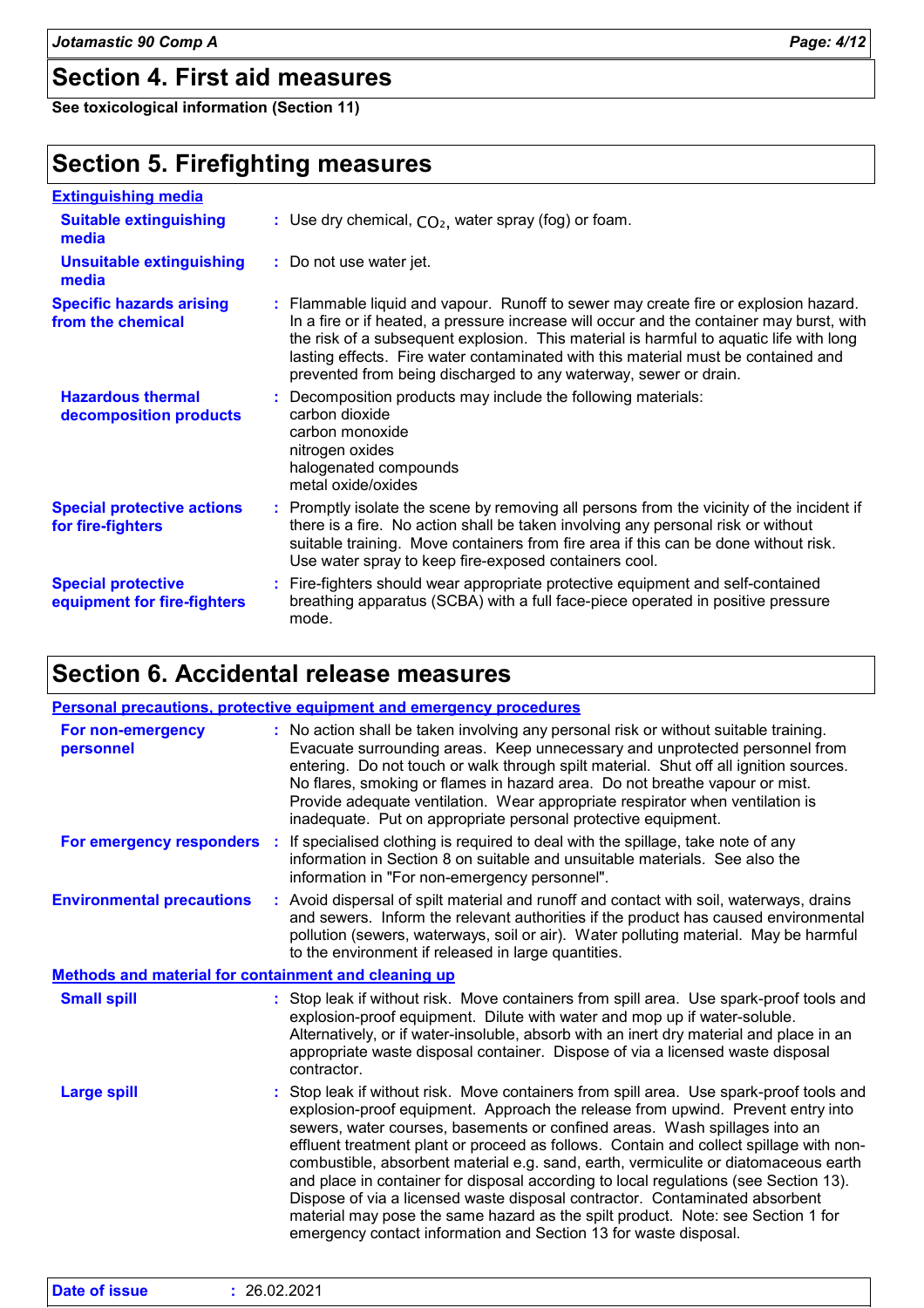## Section 4. First aid measures

**See toxicological information (Section 11)**

## Section 5. Firefighting measures

### Extinguishing media

**Suitable extinguishing media** : Use dry chemical, $CO_2$, water spray (fog) or foam.

**Unsuitable extinguishing media** : Do not use water jet.

**Specific hazards arising from the chemical** : Flammable liquid and vapour. Runoff to sewer may create fire or explosion hazard. In a fire or if heated, a pressure increase will occur and the container may burst, with the risk of a subsequent explosion. This material is harmful to aquatic life with long lasting effects. Fire water contaminated with this material must be contained and prevented from being discharged to any waterway, sewer or drain.

**Hazardous thermal decomposition products** : Decomposition products may include the following materials:
carbon dioxide
carbon monoxide
nitrogen oxides
halogenated compounds
metal oxide/oxides

**Special protective actions for fire-fighters** : Promptly isolate the scene by removing all persons from the vicinity of the incident if there is a fire. No action shall be taken involving any personal risk or without suitable training. Move containers from fire area if this can be done without risk. Use water spray to keep fire-exposed containers cool.

**Special protective equipment for fire-fighters** : Fire-fighters should wear appropriate protective equipment and self-contained breathing apparatus (SCBA) with a full face-piece operated in positive pressure mode.

## Section 6. Accidental release measures

### Personal precautions, protective equipment and emergency procedures

**For non-emergency personnel** : No action shall be taken involving any personal risk or without suitable training. Evacuate surrounding areas. Keep unnecessary and unprotected personnel from entering. Do not touch or walk through spilt material. Shut off all ignition sources. No flares, smoking or flames in hazard area. Do not breathe vapour or mist. Provide adequate ventilation. Wear appropriate respirator when ventilation is inadequate. Put on appropriate personal protective equipment.

**For emergency responders** : If specialised clothing is required to deal with the spillage, take note of any information in Section 8 on suitable and unsuitable materials. See also the information in "For non-emergency personnel".

**Environmental precautions** : Avoid dispersal of spilt material and runoff and contact with soil, waterways, drains and sewers. Inform the relevant authorities if the product has caused environmental pollution (sewers, waterways, soil or air). Water polluting material. May be harmful to the environment if released in large quantities.

### Methods and material for containment and cleaning up

**Small spill** : Stop leak if without risk. Move containers from spill area. Use spark-proof tools and explosion-proof equipment. Dilute with water and mop up if water-soluble. Alternatively, or if water-insoluble, absorb with an inert dry material and place in an appropriate waste disposal container. Dispose of via a licensed waste disposal contractor.

**Large spill** : Stop leak if without risk. Move containers from spill area. Use spark-proof tools and explosion-proof equipment. Approach the release from upwind. Prevent entry into sewers, water courses, basements or confined areas. Wash spillages into an effluent treatment plant or proceed as follows. Contain and collect spillage with non-combustible, absorbent material e.g. sand, earth, vermiculite or diatomaceous earth and place in container for disposal according to local regulations (see Section 13). Dispose of via a licensed waste disposal contractor. Contaminated absorbent material may pose the same hazard as the spilt product. Note: see Section 1 for emergency contact information and Section 13 for waste disposal.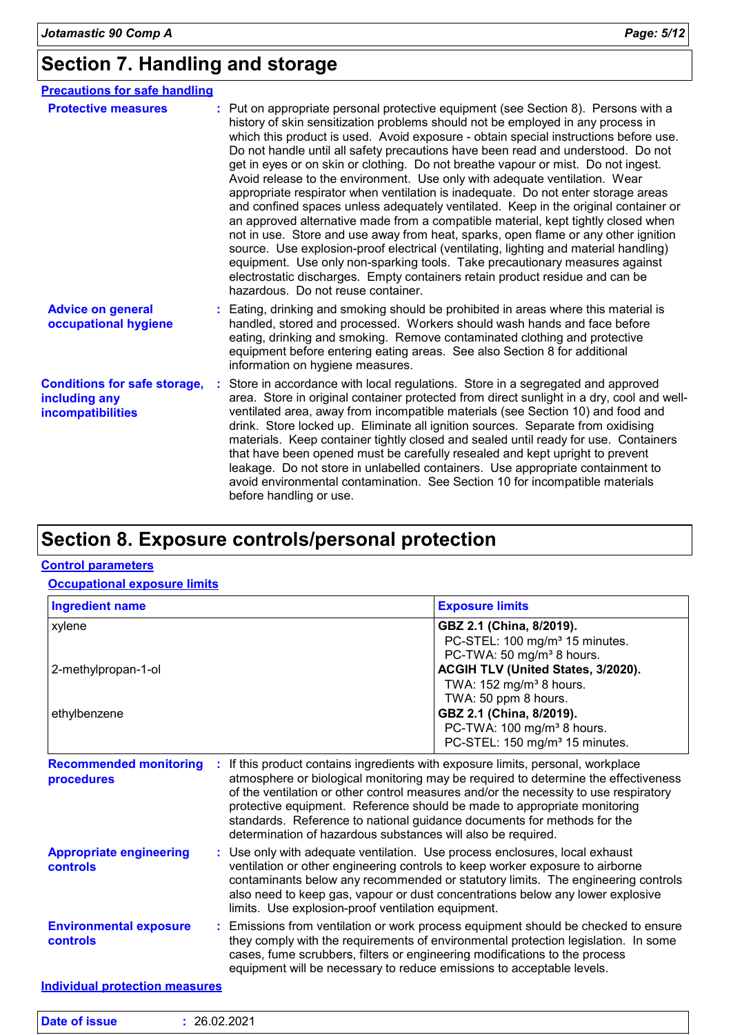## Section 7. Handling and storage

### Precautions for safe handling

**Protective measures** : Put on appropriate personal protective equipment (see Section 8). Persons with a history of skin sensitization problems should not be employed in any process in which this product is used. Avoid exposure - obtain special instructions before use. Do not handle until all safety precautions have been read and understood. Do not get in eyes or on skin or clothing. Do not breathe vapour or mist. Do not ingest. Avoid release to the environment. Use only with adequate ventilation. Wear appropriate respirator when ventilation is inadequate. Do not enter storage areas and confined spaces unless adequately ventilated. Keep in the original container or an approved alternative made from a compatible material, kept tightly closed when not in use. Store and use away from heat, sparks, open flame or any other ignition source. Use explosion-proof electrical (ventilating, lighting and material handling) equipment. Use only non-sparking tools. Take precautionary measures against electrostatic discharges. Empty containers retain product residue and can be hazardous. Do not reuse container.

**Advice on general occupational hygiene** : Eating, drinking and smoking should be prohibited in areas where this material is handled, stored and processed. Workers should wash hands and face before eating, drinking and smoking. Remove contaminated clothing and protective equipment before entering eating areas. See also Section 8 for additional information on hygiene measures.

**Conditions for safe storage, including any incompatibilities** : Store in accordance with local regulations. Store in a segregated and approved area. Store in original container protected from direct sunlight in a dry, cool and well-ventilated area, away from incompatible materials (see Section 10) and food and drink. Store locked up. Eliminate all ignition sources. Separate from oxidising materials. Keep container tightly closed and sealed until ready for use. Containers that have been opened must be carefully resealed and kept upright to prevent leakage. Do not store in unlabelled containers. Use appropriate containment to avoid environmental contamination. See Section 10 for incompatible materials before handling or use.

## Section 8. Exposure controls/personal protection

### Control parameters

#### Occupational exposure limits

| Ingredient name | Exposure limits |
|---|---|
| xylene | **GBZ 2.1 (China, 8/2019).**<br>PC-STEL: 100 mg/m³ 15 minutes.<br>PC-TWA: 50 mg/m³ 8 hours. |
| 2-methylpropan-1-ol | **ACGIH TLV (United States, 3/2020).**<br>TWA: 152 mg/m³ 8 hours.<br>TWA: 50 ppm 8 hours. |
| ethylbenzene | **GBZ 2.1 (China, 8/2019).**<br>PC-TWA: 100 mg/m³ 8 hours.<br>PC-STEL: 150 mg/m³ 15 minutes. |

**Recommended monitoring procedures** : If this product contains ingredients with exposure limits, personal, workplace atmosphere or biological monitoring may be required to determine the effectiveness of the ventilation or other control measures and/or the necessity to use respiratory protective equipment. Reference should be made to appropriate monitoring standards. Reference to national guidance documents for methods for the determination of hazardous substances will also be required.

**Appropriate engineering controls** : Use only with adequate ventilation. Use process enclosures, local exhaust ventilation or other engineering controls to keep worker exposure to airborne contaminants below any recommended or statutory limits. The engineering controls also need to keep gas, vapour or dust concentrations below any lower explosive limits. Use explosion-proof ventilation equipment.

**Environmental exposure controls** : Emissions from ventilation or work process equipment should be checked to ensure they comply with the requirements of environmental protection legislation. In some cases, fume scrubbers, filters or engineering modifications to the process equipment will be necessary to reduce emissions to acceptable levels.

### Individual protection measures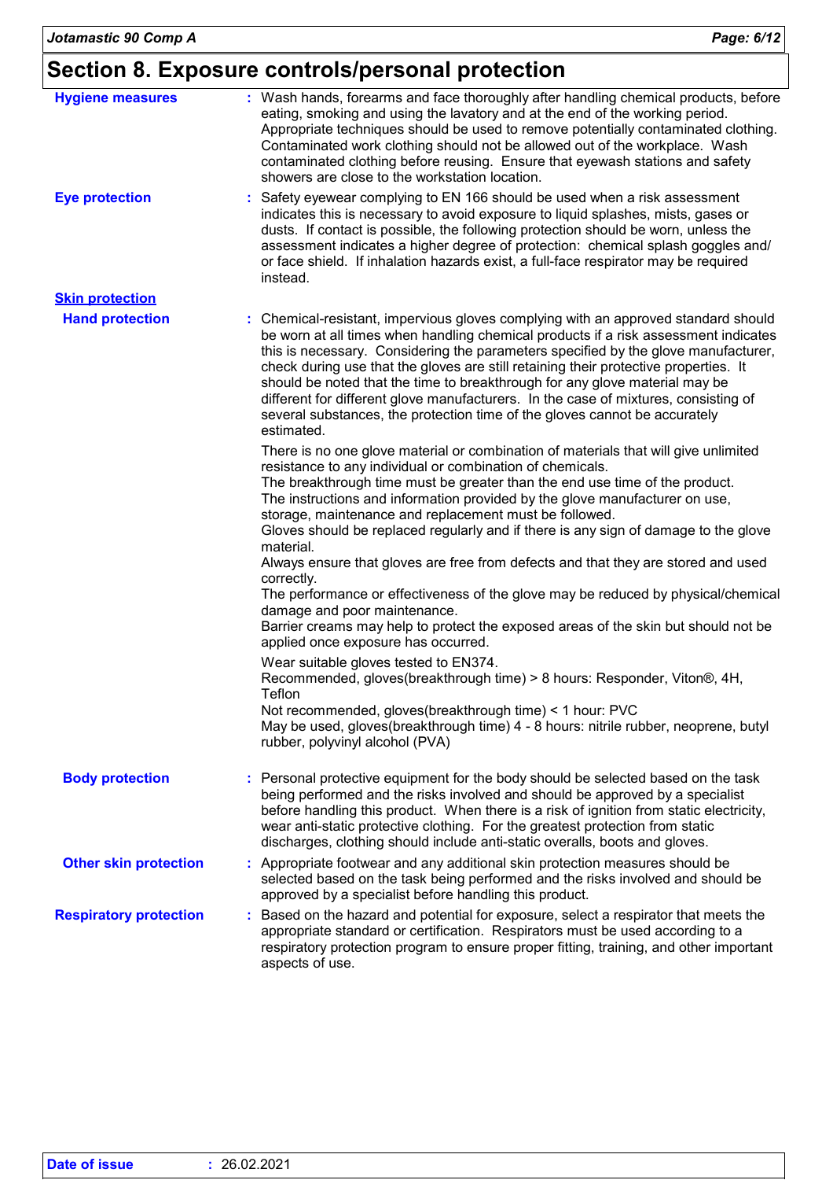## Section 8. Exposure controls/personal protection

**Hygiene measures** : Wash hands, forearms and face thoroughly after handling chemical products, before eating, smoking and using the lavatory and at the end of the working period. Appropriate techniques should be used to remove potentially contaminated clothing. Contaminated work clothing should not be allowed out of the workplace. Wash contaminated clothing before reusing. Ensure that eyewash stations and safety showers are close to the workstation location.

**Eye protection** : Safety eyewear complying to EN 166 should be used when a risk assessment indicates this is necessary to avoid exposure to liquid splashes, mists, gases or dusts. If contact is possible, the following protection should be worn, unless the assessment indicates a higher degree of protection: chemical splash goggles and/ or face shield. If inhalation hazards exist, a full-face respirator may be required instead.

**Skin protection**

**Hand protection** : Chemical-resistant, impervious gloves complying with an approved standard should be worn at all times when handling chemical products if a risk assessment indicates this is necessary. Considering the parameters specified by the glove manufacturer, check during use that the gloves are still retaining their protective properties. It should be noted that the time to breakthrough for any glove material may be different for different glove manufacturers. In the case of mixtures, consisting of several substances, the protection time of the gloves cannot be accurately estimated.

There is no one glove material or combination of materials that will give unlimited resistance to any individual or combination of chemicals.
The breakthrough time must be greater than the end use time of the product.
The instructions and information provided by the glove manufacturer on use, storage, maintenance and replacement must be followed.
Gloves should be replaced regularly and if there is any sign of damage to the glove material.
Always ensure that gloves are free from defects and that they are stored and used correctly.
The performance or effectiveness of the glove may be reduced by physical/chemical damage and poor maintenance.
Barrier creams may help to protect the exposed areas of the skin but should not be applied once exposure has occurred.

Wear suitable gloves tested to EN374.
Recommended, gloves(breakthrough time) > 8 hours: Responder, Viton®, 4H, Teflon
Not recommended, gloves(breakthrough time) < 1 hour: PVC
May be used, gloves(breakthrough time) 4 - 8 hours: nitrile rubber, neoprene, butyl rubber, polyvinyl alcohol (PVA)

**Body protection** : Personal protective equipment for the body should be selected based on the task being performed and the risks involved and should be approved by a specialist before handling this product. When there is a risk of ignition from static electricity, wear anti-static protective clothing. For the greatest protection from static discharges, clothing should include anti-static overalls, boots and gloves.

**Other skin protection** : Appropriate footwear and any additional skin protection measures should be selected based on the task being performed and the risks involved and should be approved by a specialist before handling this product.

**Respiratory protection** : Based on the hazard and potential for exposure, select a respirator that meets the appropriate standard or certification. Respirators must be used according to a respiratory protection program to ensure proper fitting, training, and other important aspects of use.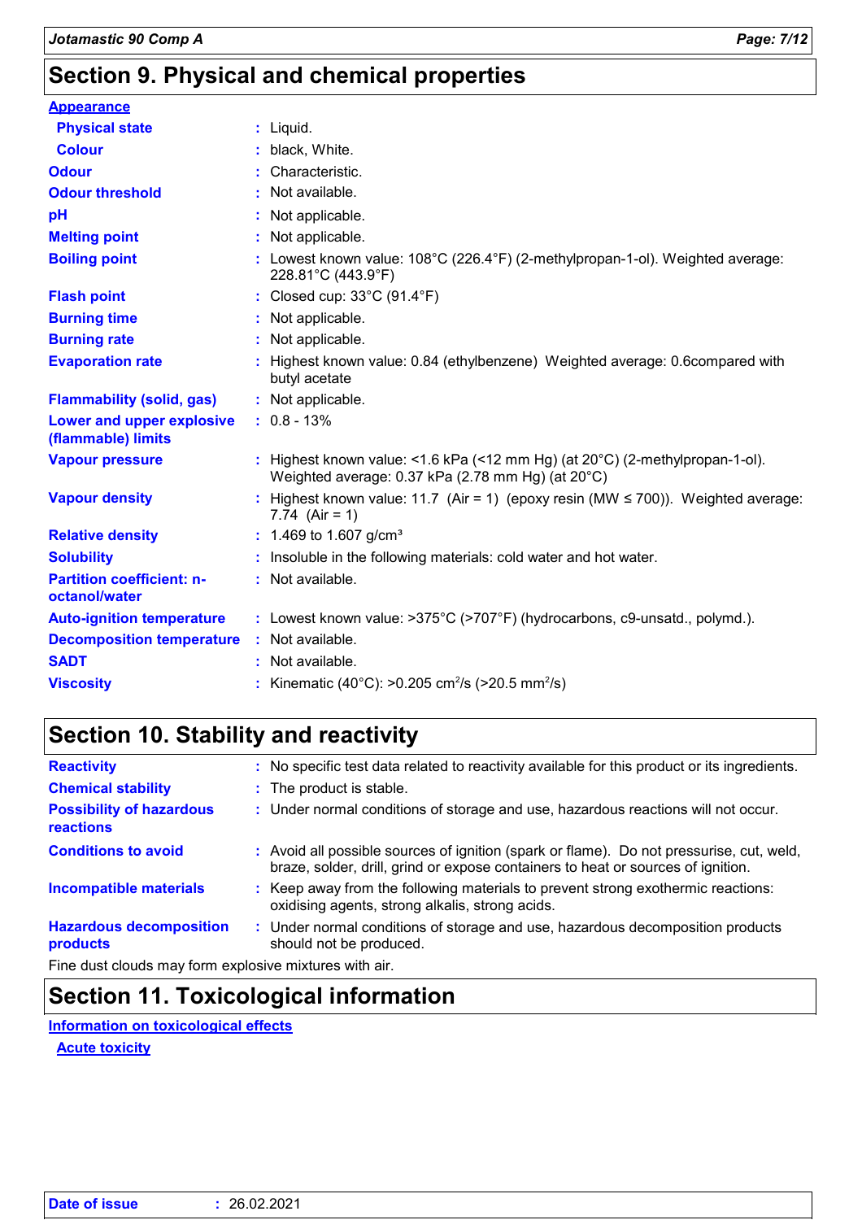## Section 9. Physical and chemical properties

**Appearance**

| | | |
|---|---|---|
| **Physical state** | : | Liquid. |
| **Colour** | : | black, White. |
| **Odour** | : | Characteristic. |
| **Odour threshold** | : | Not available. |
| **pH** | : | Not applicable. |
| **Melting point** | : | Not applicable. |
| **Boiling point** | : | Lowest known value: 108°C (226.4°F) (2-methylpropan-1-ol). Weighted average: 228.81°C (443.9°F) |
| **Flash point** | : | Closed cup: 33°C (91.4°F) |
| **Burning time** | : | Not applicable. |
| **Burning rate** | : | Not applicable. |
| **Evaporation rate** | : | Highest known value: 0.84 (ethylbenzene) Weighted average: 0.6compared with butyl acetate |
| **Flammability (solid, gas)** | : | Not applicable. |
| **Lower and upper explosive (flammable) limits** | : | 0.8 - 13% |
| **Vapour pressure** | : | Highest known value: <1.6 kPa (<12 mm Hg) (at 20°C) (2-methylpropan-1-ol). Weighted average: 0.37 kPa (2.78 mm Hg) (at 20°C) |
| **Vapour density** | : | Highest known value: 11.7 (Air = 1) (epoxy resin (MW ≤ 700)). Weighted average: 7.74 (Air = 1) |
| **Relative density** | : | 1.469 to 1.607 g/cm³ |
| **Solubility** | : | Insoluble in the following materials: cold water and hot water. |
| **Partition coefficient: n-octanol/water** | : | Not available. |
| **Auto-ignition temperature** | : | Lowest known value: >375°C (>707°F) (hydrocarbons, c9-unsatd., polymd.). |
| **Decomposition temperature** | : | Not available. |
| **SADT** | : | Not available. |
| **Viscosity** | : | Kinematic (40°C): >0.205 $cm^2/s$ (>20.5 $mm^2/s$) |

## Section 10. Stability and reactivity

| | | |
|---|---|---|
| **Reactivity** | : | No specific test data related to reactivity available for this product or its ingredients. |
| **Chemical stability** | : | The product is stable. |
| **Possibility of hazardous reactions** | : | Under normal conditions of storage and use, hazardous reactions will not occur. |
| **Conditions to avoid** | : | Avoid all possible sources of ignition (spark or flame). Do not pressurise, cut, weld, braze, solder, drill, grind or expose containers to heat or sources of ignition. |
| **Incompatible materials** | : | Keep away from the following materials to prevent strong exothermic reactions: oxidising agents, strong alkalis, strong acids. |
| **Hazardous decomposition products** | : | Under normal conditions of storage and use, hazardous decomposition products should not be produced. |

Fine dust clouds may form explosive mixtures with air.

## Section 11. Toxicological information

**Information on toxicological effects**

**Acute toxicity**

**Date of issue** : 26.02.2021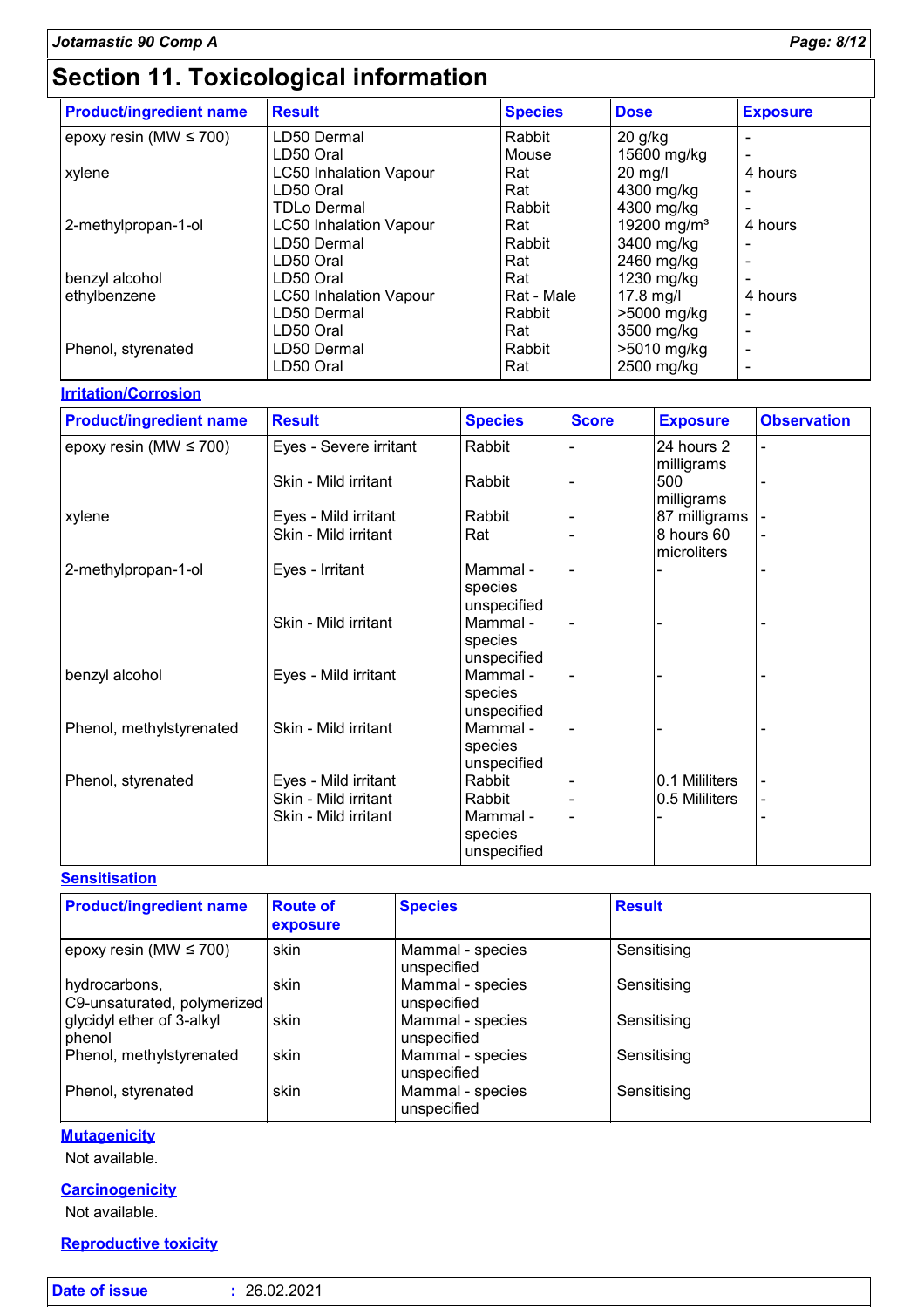# Section 11. Toxicological information

| Product/ingredient name | Result | Species | Dose | Exposure |
|---|---|---|---|---|
| epoxy resin (MW ≤ 700) | LD50 Dermal | Rabbit | 20 g/kg | - |
| | LD50 Oral | Mouse | 15600 mg/kg | - |
| xylene | LC50 Inhalation Vapour | Rat | 20 mg/l | 4 hours |
| | LD50 Oral | Rat | 4300 mg/kg | - |
| | TDLo Dermal | Rabbit | 4300 mg/kg | - |
| 2-methylpropan-1-ol | LC50 Inhalation Vapour | Rat | 19200 mg/m³ | 4 hours |
| | LD50 Dermal | Rabbit | 3400 mg/kg | - |
| | LD50 Oral | Rat | 2460 mg/kg | - |
| benzyl alcohol | LD50 Oral | Rat | 1230 mg/kg | - |
| ethylbenzene | LC50 Inhalation Vapour | Rat - Male | 17.8 mg/l | 4 hours |
| | LD50 Dermal | Rabbit | >5000 mg/kg | - |
| | LD50 Oral | Rat | 3500 mg/kg | - |
| Phenol, styrenated | LD50 Dermal | Rabbit | >5010 mg/kg | - |
| | LD50 Oral | Rat | 2500 mg/kg | - |

## Irritation/Corrosion

| Product/ingredient name | Result | Species | Score | Exposure | Observation |
|---|---|---|---|---|---|
| epoxy resin (MW ≤ 700) | Eyes - Severe irritant | Rabbit | - | 24 hours 2 milligrams | - |
| | Skin - Mild irritant | Rabbit | - | 500 milligrams | - |
| xylene | Eyes - Mild irritant | Rabbit | - | 87 milligrams | - |
| | Skin - Mild irritant | Rat | - | 8 hours 60 microliters | - |
| 2-methylpropan-1-ol | Eyes - Irritant | Mammal - species unspecified | - | - | - |
| | Skin - Mild irritant | Mammal - species unspecified | - | - | - |
| benzyl alcohol | Eyes - Mild irritant | Mammal - species unspecified | - | - | - |
| Phenol, methylstyrenated | Skin - Mild irritant | Mammal - species unspecified | - | - | - |
| Phenol, styrenated | Eyes - Mild irritant | Rabbit | - | 0.1 Mililiters | - |
| | Skin - Mild irritant | Rabbit | - | 0.5 Mililiters | - |
| | Skin - Mild irritant | Mammal - species unspecified | - | - | - |

## Sensitisation

| Product/ingredient name | Route of exposure | Species | Result |
|---|---|---|---|
| epoxy resin (MW ≤ 700) | skin | Mammal - species unspecified | Sensitising |
| hydrocarbons, C9-unsaturated, polymerized | skin | Mammal - species unspecified | Sensitising |
| glycidyl ether of 3-alkyl phenol | skin | Mammal - species unspecified | Sensitising |
| Phenol, methylstyrenated | skin | Mammal - species unspecified | Sensitising |
| Phenol, styrenated | skin | Mammal - species unspecified | Sensitising |

## Mutagenicity

Not available.

## Carcinogenicity

Not available.

## Reproductive toxicity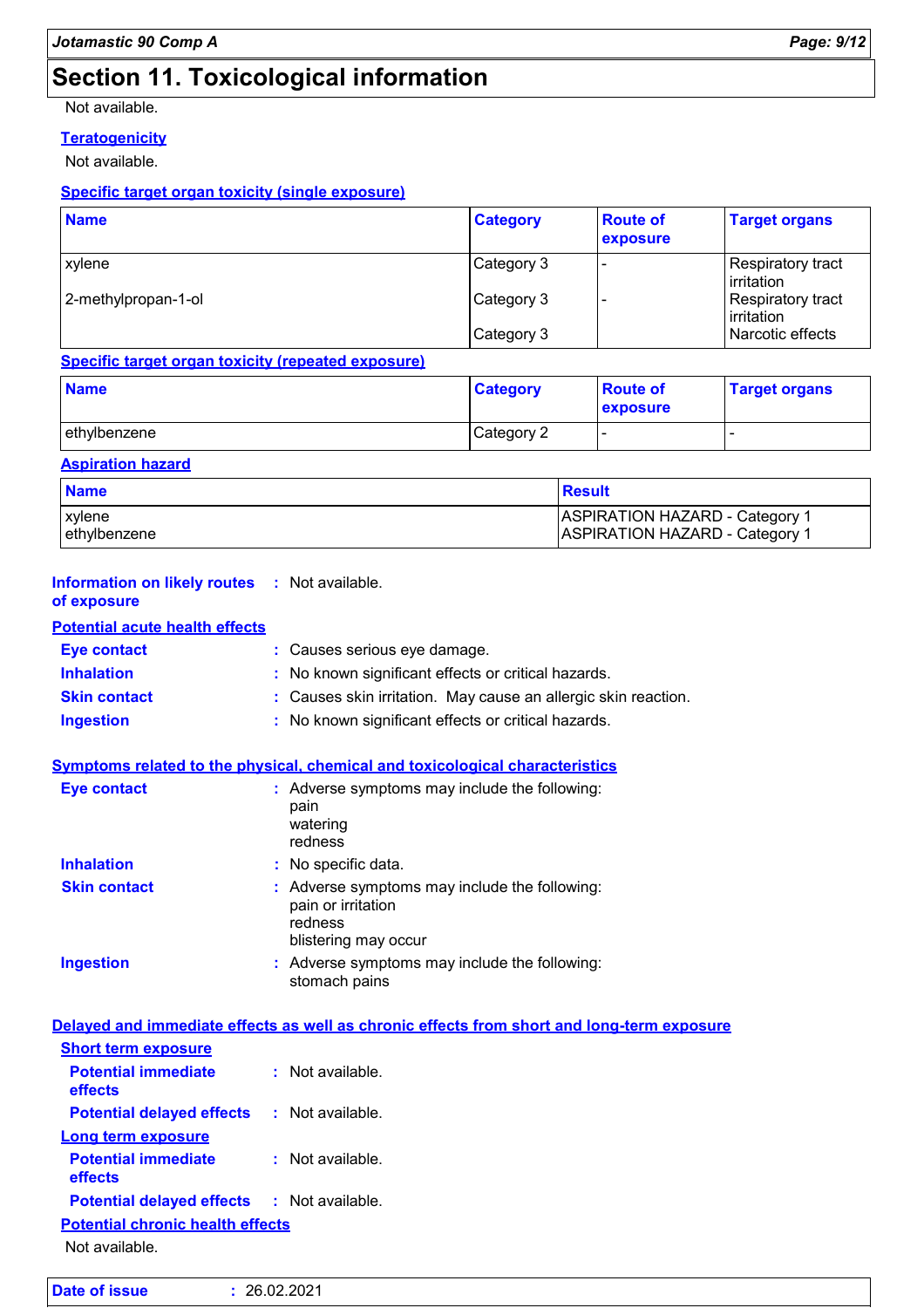# Section 11. Toxicological information

Not available.

**Teratogenicity**

Not available.

**Specific target organ toxicity (single exposure)**

| Name | Category | Route of exposure | Target organs |
|---|---|---|---|
| xylene | Category 3 | - | Respiratory tract irritation |
| 2-methylpropan-1-ol | Category 3 | - | Respiratory tract irritation |
| | Category 3 | | Narcotic effects |

**Specific target organ toxicity (repeated exposure)**

| Name | Category | Route of exposure | Target organs |
|---|---|---|---|
| ethylbenzene | Category 2 | - | - |

**Aspiration hazard**

| Name | Result |
|---|---|
| xylene | ASPIRATION HAZARD - Category 1 |
| ethylbenzene | ASPIRATION HAZARD - Category 1 |

**Information on likely routes of exposure** : Not available.

**Potential acute health effects**

**Eye contact** : Causes serious eye damage.

**Inhalation** : No known significant effects or critical hazards.

**Skin contact** : Causes skin irritation. May cause an allergic skin reaction.

**Ingestion** : No known significant effects or critical hazards.

**Symptoms related to the physical, chemical and toxicological characteristics**

**Eye contact** : Adverse symptoms may include the following:
pain
watering
redness

**Inhalation** : No specific data.

**Skin contact** : Adverse symptoms may include the following:
pain or irritation
redness
blistering may occur

**Ingestion** : Adverse symptoms may include the following:
stomach pains

**Delayed and immediate effects as well as chronic effects from short and long-term exposure**

**Short term exposure**

**Potential immediate effects** : Not available.

**Potential delayed effects** : Not available.

**Long term exposure**

**Potential immediate effects** : Not available.

**Potential delayed effects** : Not available.

**Potential chronic health effects**

Not available.

**Date of issue** : 26.02.2021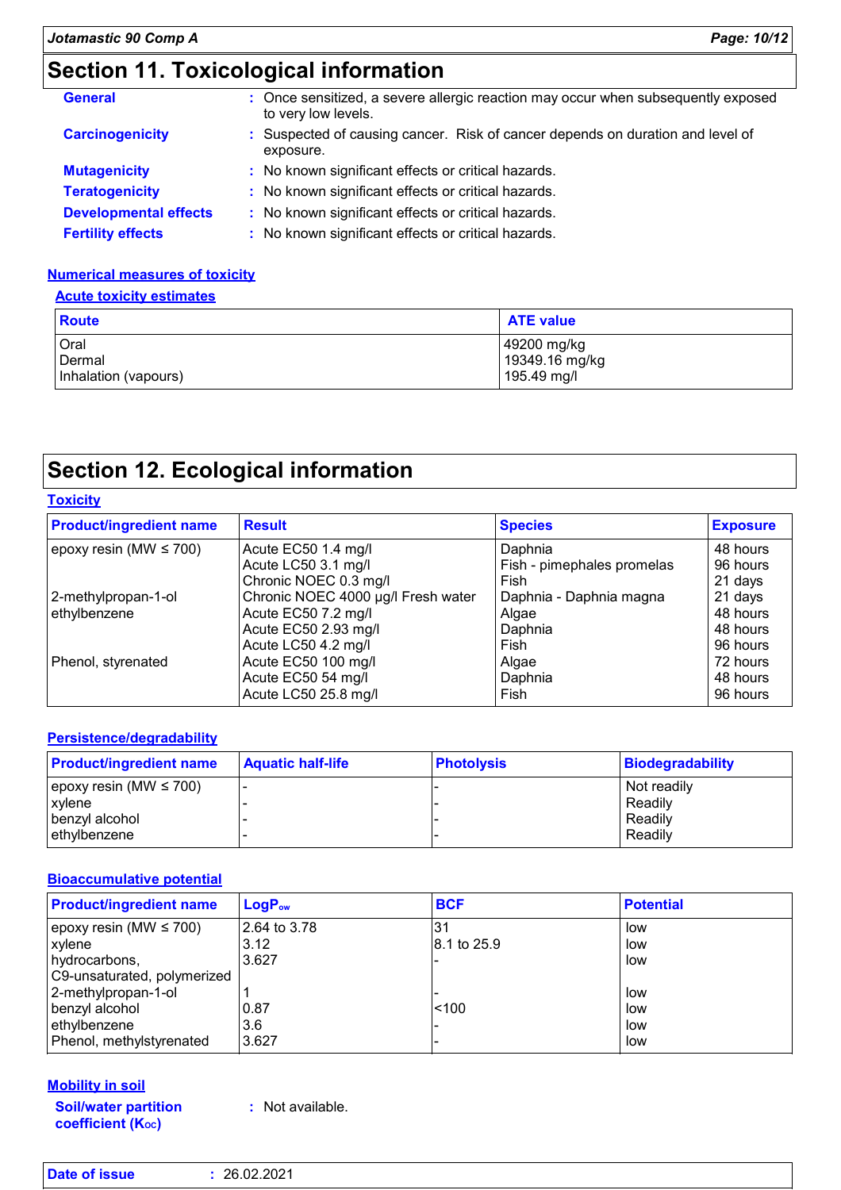# Section 11. Toxicological information

**General** : Once sensitized, a severe allergic reaction may occur when subsequently exposed to very low levels.

**Carcinogenicity** : Suspected of causing cancer. Risk of cancer depends on duration and level of exposure.

**Mutagenicity** : No known significant effects or critical hazards.

**Teratogenicity** : No known significant effects or critical hazards.

**Developmental effects** : No known significant effects or critical hazards.

**Fertility effects** : No known significant effects or critical hazards.

### Numerical measures of toxicity

#### Acute toxicity estimates

| Route | ATE value |
|---|---|
| Oral | 49200 mg/kg |
| Dermal | 19349.16 mg/kg |
| Inhalation (vapours) | 195.49 mg/l |

# Section 12. Ecological information

### Toxicity

| Product/ingredient name | Result | Species | Exposure |
|---|---|---|---|
| epoxy resin (MW ≤ 700) | Acute EC50 1.4 mg/l | Daphnia | 48 hours |
| | Acute LC50 3.1 mg/l | Fish - pimephales promelas | 96 hours |
| | Chronic NOEC 0.3 mg/l | Fish | 21 days |
| 2-methylpropan-1-ol | Chronic NOEC 4000 µg/l Fresh water | Daphnia - Daphnia magna | 21 days |
| ethylbenzene | Acute EC50 7.2 mg/l | Algae | 48 hours |
| | Acute EC50 2.93 mg/l | Daphnia | 48 hours |
| | Acute LC50 4.2 mg/l | Fish | 96 hours |
| Phenol, styrenated | Acute EC50 100 mg/l | Algae | 72 hours |
| | Acute EC50 54 mg/l | Daphnia | 48 hours |
| | Acute LC50 25.8 mg/l | Fish | 96 hours |

### Persistence/degradability

| Product/ingredient name | Aquatic half-life | Photolysis | Biodegradability |
|---|---|---|---|
| epoxy resin (MW ≤ 700) | - | - | Not readily |
| xylene | - | - | Readily |
| benzyl alcohol | - | - | Readily |
| ethylbenzene | - | - | Readily |

### Bioaccumulative potential

| Product/ingredient name | $LogP_{ow}$ | BCF | Potential |
|---|---|---|---|
| epoxy resin (MW ≤ 700) | 2.64 to 3.78 | 31 | low |
| xylene | 3.12 | 8.1 to 25.9 | low |
| hydrocarbons, C9-unsaturated, polymerized | 3.627 | - | low |
| 2-methylpropan-1-ol | 1 | - | low |
| benzyl alcohol | 0.87 | <100 | low |
| ethylbenzene | 3.6 | - | low |
| Phenol, methylstyrenated | 3.627 | - | low |

### Mobility in soil

**Soil/water partition coefficient ($K_{OC}$)** : Not available.

**Date of issue** : 26.02.2021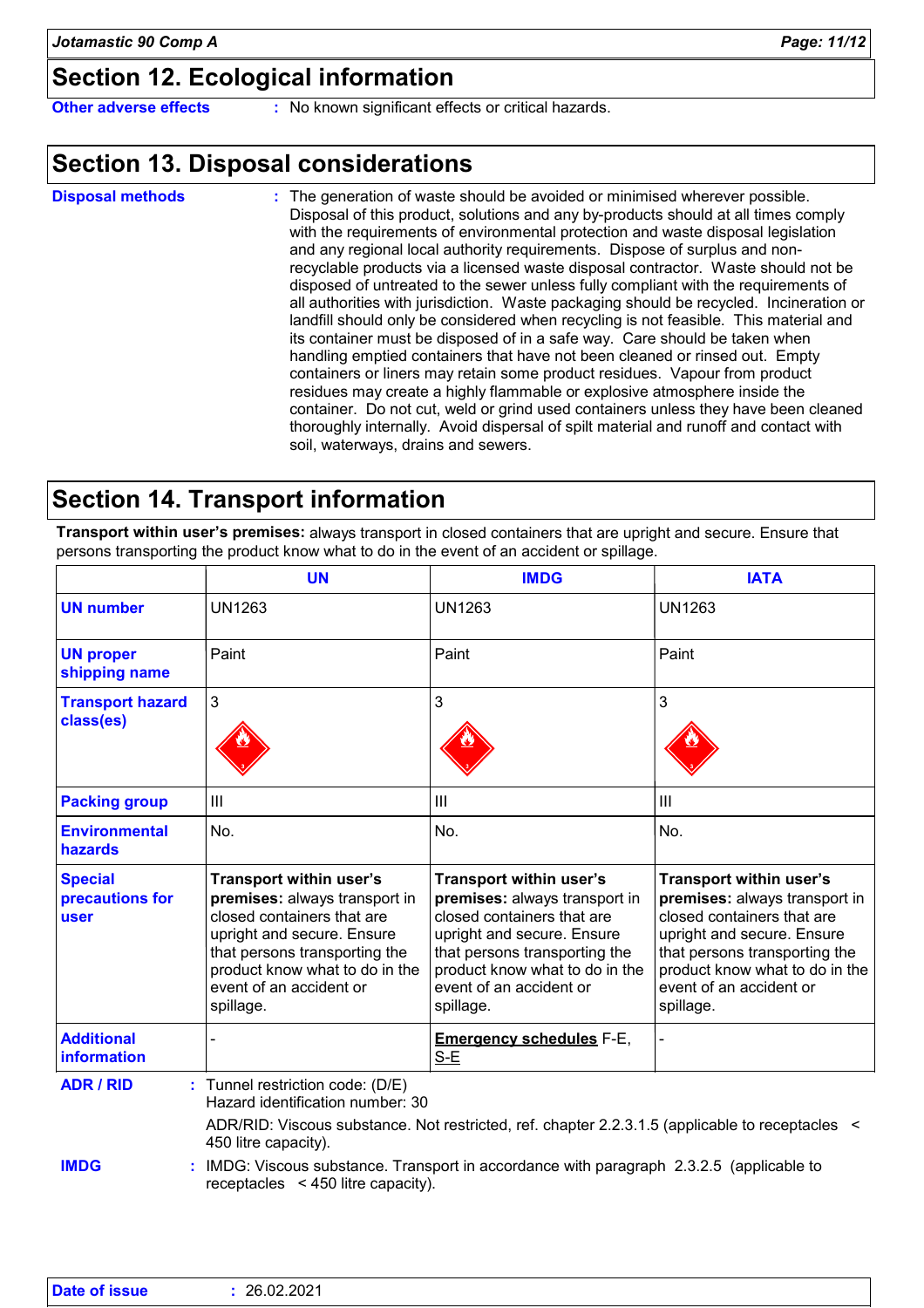## Section 12. Ecological information

**Other adverse effects** : No known significant effects or critical hazards.

## Section 13. Disposal considerations

**Disposal methods** : The generation of waste should be avoided or minimised wherever possible. Disposal of this product, solutions and any by-products should at all times comply with the requirements of environmental protection and waste disposal legislation and any regional local authority requirements. Dispose of surplus and non-recyclable products via a licensed waste disposal contractor. Waste should not be disposed of untreated to the sewer unless fully compliant with the requirements of all authorities with jurisdiction. Waste packaging should be recycled. Incineration or landfill should only be considered when recycling is not feasible. This material and its container must be disposed of in a safe way. Care should be taken when handling emptied containers that have not been cleaned or rinsed out. Empty containers or liners may retain some product residues. Vapour from product residues may create a highly flammable or explosive atmosphere inside the container. Do not cut, weld or grind used containers unless they have been cleaned thoroughly internally. Avoid dispersal of spilt material and runoff and contact with soil, waterways, drains and sewers.

## Section 14. Transport information

**Transport within user's premises:** always transport in closed containers that are upright and secure. Ensure that persons transporting the product know what to do in the event of an accident or spillage.

| | UN | IMDG | IATA |
|---|---|---|---|
| **UN number** | UN1263 | UN1263 | UN1263 |
| **UN proper shipping name** | Paint | Paint | Paint |
| **Transport hazard class(es)** | 3 | 3 | 3 |
| **Packing group** | III | III | III |
| **Environmental hazards** | No. | No. | No. |
| **Special precautions for user** | **Transport within user's premises:** always transport in closed containers that are upright and secure. Ensure that persons transporting the product know what to do in the event of an accident or spillage. | **Transport within user's premises:** always transport in closed containers that are upright and secure. Ensure that persons transporting the product know what to do in the event of an accident or spillage. | **Transport within user's premises:** always transport in closed containers that are upright and secure. Ensure that persons transporting the product know what to do in the event of an accident or spillage. |
| **Additional information** | - | **Emergency schedules** F-E, S-E | - |

**ADR / RID** : Tunnel restriction code: (D/E)
Hazard identification number: 30

ADR/RID: Viscous substance. Not restricted, ref. chapter 2.2.3.1.5 (applicable to receptacles < 450 litre capacity).

**IMDG** : IMDG: Viscous substance. Transport in accordance with paragraph 2.3.2.5 (applicable to receptacles < 450 litre capacity).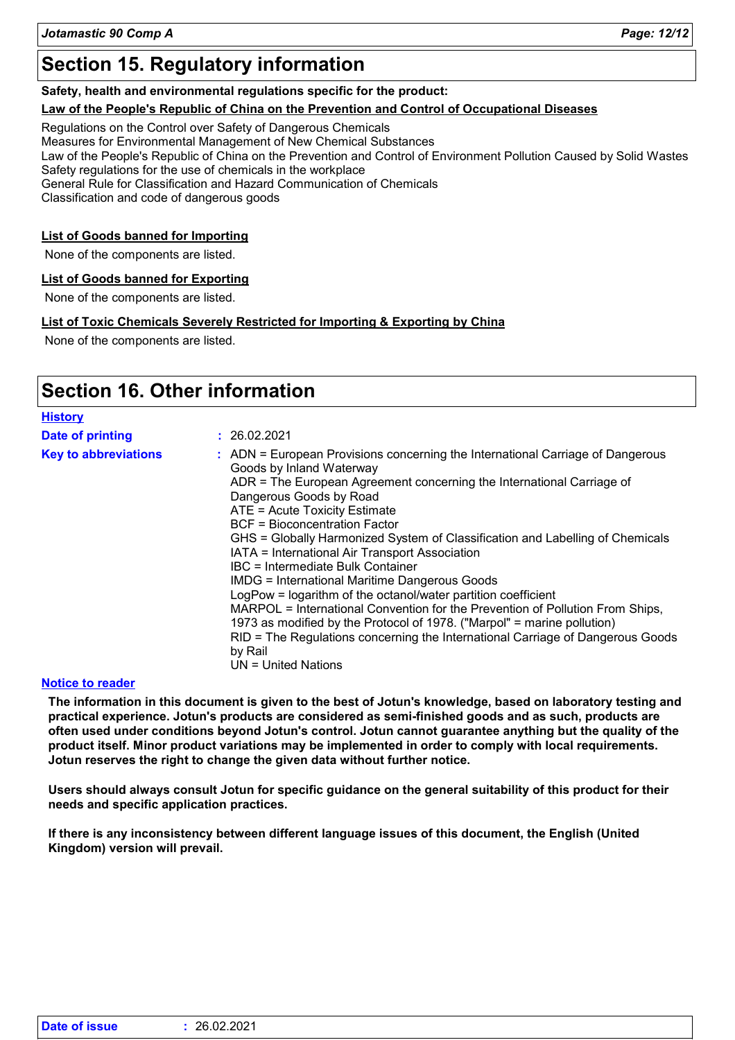# Section 15. Regulatory information

**Safety, health and environmental regulations specific for the product:**

**Law of the People's Republic of China on the Prevention and Control of Occupational Diseases**

Regulations on the Control over Safety of Dangerous Chemicals
Measures for Environmental Management of New Chemical Substances
Law of the People's Republic of China on the Prevention and Control of Environment Pollution Caused by Solid Wastes
Safety regulations for the use of chemicals in the workplace
General Rule for Classification and Hazard Communication of Chemicals
Classification and code of dangerous goods

**List of Goods banned for Importing**

None of the components are listed.

**List of Goods banned for Exporting**

None of the components are listed.

**List of Toxic Chemicals Severely Restricted for Importing & Exporting by China**

None of the components are listed.

# Section 16. Other information

**History**

**Date of printing** : 26.02.2021

**Key to abbreviations** :
ADN = European Provisions concerning the International Carriage of Dangerous Goods by Inland Waterway
ADR = The European Agreement concerning the International Carriage of Dangerous Goods by Road
ATE = Acute Toxicity Estimate
BCF = Bioconcentration Factor
GHS = Globally Harmonized System of Classification and Labelling of Chemicals
IATA = International Air Transport Association
IBC = Intermediate Bulk Container
IMDG = International Maritime Dangerous Goods
LogPow = logarithm of the octanol/water partition coefficient
MARPOL = International Convention for the Prevention of Pollution From Ships, 1973 as modified by the Protocol of 1978. ("Marpol" = marine pollution)
RID = The Regulations concerning the International Carriage of Dangerous Goods by Rail
UN = United Nations

**Notice to reader**

**The information in this document is given to the best of Jotun's knowledge, based on laboratory testing and practical experience. Jotun's products are considered as semi-finished goods and as such, products are often used under conditions beyond Jotun's control. Jotun cannot guarantee anything but the quality of the product itself. Minor product variations may be implemented in order to comply with local requirements. Jotun reserves the right to change the given data without further notice.**

**Users should always consult Jotun for specific guidance on the general suitability of this product for their needs and specific application practices.**

**If there is any inconsistency between different language issues of this document, the English (United Kingdom) version will prevail.**

**Date of issue** : 26.02.2021